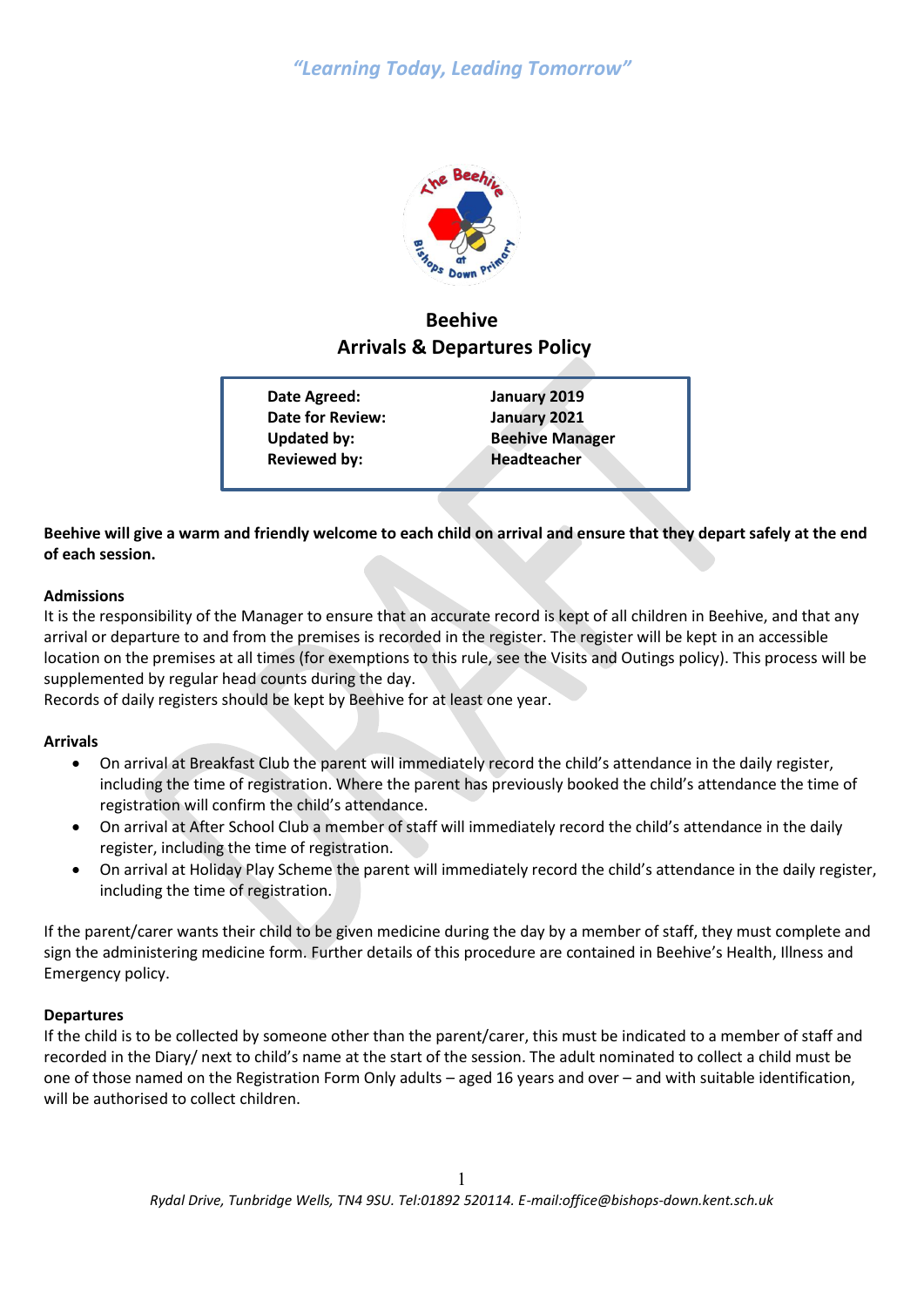*"Learning Today, Leading Tomorrow"*

# Beehive
# Arrivals & Departures Policy

| | |
|---|---|
| **Date Agreed:** | **January 2019** |
| **Date for Review:** | **January 2021** |
| **Updated by:** | **Beehive Manager** |
| **Reviewed by:** | **Headteacher** |

**Beehive will give a warm and friendly welcome to each child on arrival and ensure that they depart safely at the end of each session.**

### Admissions

It is the responsibility of the Manager to ensure that an accurate record is kept of all children in Beehive, and that any arrival or departure to and from the premises is recorded in the register. The register will be kept in an accessible location on the premises at all times (for exemptions to this rule, see the Visits and Outings policy). This process will be supplemented by regular head counts during the day.
Records of daily registers should be kept by Beehive for at least one year.

### Arrivals

- On arrival at Breakfast Club the parent will immediately record the child's attendance in the daily register, including the time of registration. Where the parent has previously booked the child's attendance the time of registration will confirm the child's attendance.
- On arrival at After School Club a member of staff will immediately record the child's attendance in the daily register, including the time of registration.
- On arrival at Holiday Play Scheme the parent will immediately record the child's attendance in the daily register, including the time of registration.

If the parent/carer wants their child to be given medicine during the day by a member of staff, they must complete and sign the administering medicine form. Further details of this procedure are contained in Beehive's Health, Illness and Emergency policy.

### Departures

If the child is to be collected by someone other than the parent/carer, this must be indicated to a member of staff and recorded in the Diary/ next to child's name at the start of the session. The adult nominated to collect a child must be one of those named on the Registration Form Only adults – aged 16 years and over – and with suitable identification, will be authorised to collect children.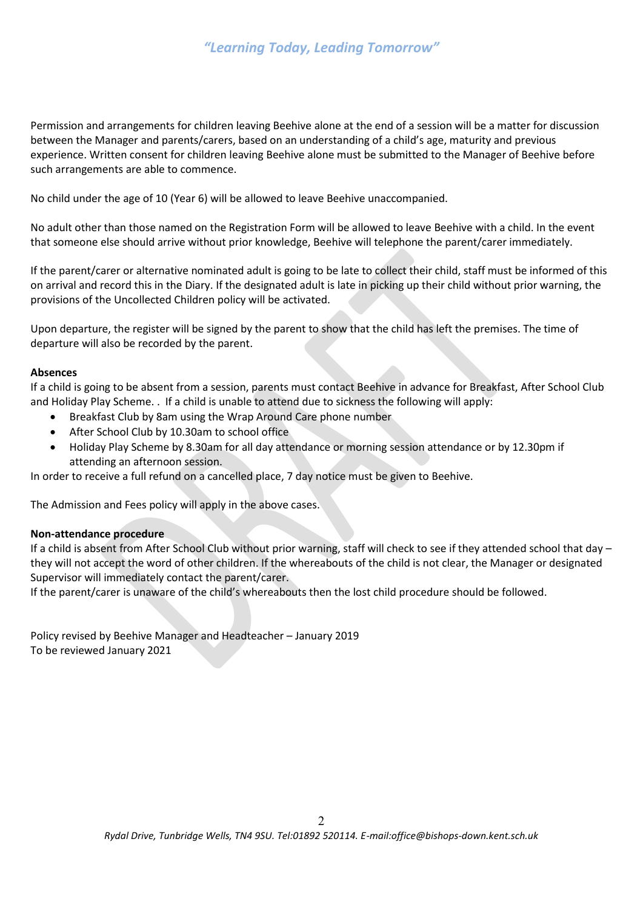Permission and arrangements for children leaving Beehive alone at the end of a session will be a matter for discussion between the Manager and parents/carers, based on an understanding of a child's age, maturity and previous experience. Written consent for children leaving Beehive alone must be submitted to the Manager of Beehive before such arrangements are able to commence.

No child under the age of 10 (Year 6) will be allowed to leave Beehive unaccompanied.

No adult other than those named on the Registration Form will be allowed to leave Beehive with a child. In the event that someone else should arrive without prior knowledge, Beehive will telephone the parent/carer immediately.

If the parent/carer or alternative nominated adult is going to be late to collect their child, staff must be informed of this on arrival and record this in the Diary. If the designated adult is late in picking up their child without prior warning, the provisions of the Uncollected Children policy will be activated.

Upon departure, the register will be signed by the parent to show that the child has left the premises. The time of departure will also be recorded by the parent.

**Absences**
If a child is going to be absent from a session, parents must contact Beehive in advance for Breakfast, After School Club and Holiday Play Scheme. . If a child is unable to attend due to sickness the following will apply:

- Breakfast Club by 8am using the Wrap Around Care phone number
- After School Club by 10.30am to school office
- Holiday Play Scheme by 8.30am for all day attendance or morning session attendance or by 12.30pm if attending an afternoon session.

In order to receive a full refund on a cancelled place, 7 day notice must be given to Beehive.

The Admission and Fees policy will apply in the above cases.

**Non-attendance procedure**
If a child is absent from After School Club without prior warning, staff will check to see if they attended school that day – they will not accept the word of other children. If the whereabouts of the child is not clear, the Manager or designated Supervisor will immediately contact the parent/carer.
If the parent/carer is unaware of the child's whereabouts then the lost child procedure should be followed.

Policy revised by Beehive Manager and Headteacher – January 2019
To be reviewed January 2021